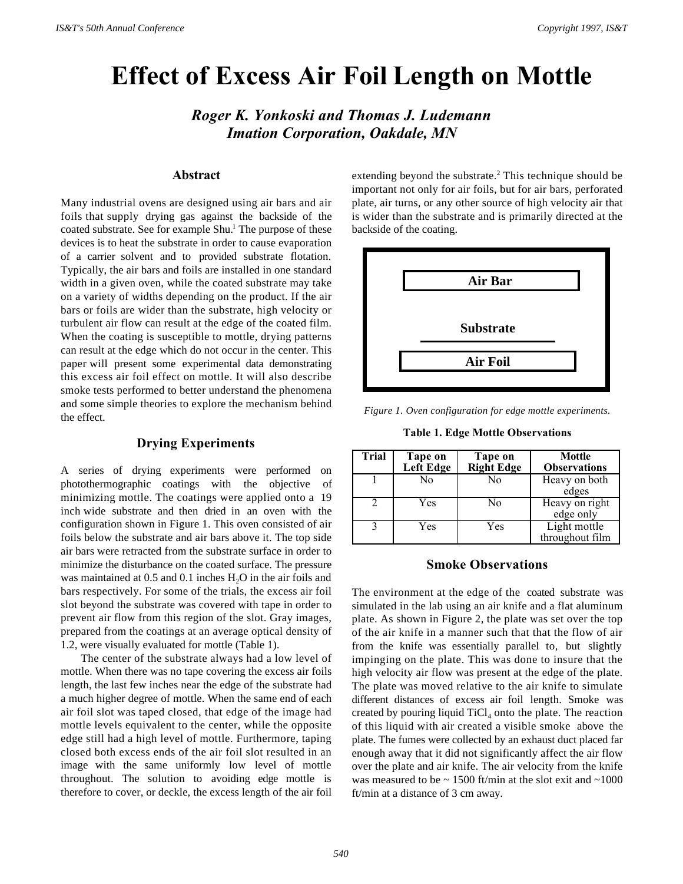# Effect of Excess Air Foil Length on Mottle

***Roger K. Yonkoski and Thomas J. Ludemann***
***Imation Corporation, Oakdale, MN***

## Abstract

Many industrial ovens are designed using air bars and air foils that supply drying gas against the backside of the coated substrate. See for example Shu.[1] The purpose of these devices is to heat the substrate in order to cause evaporation of a carrier solvent and to provided substrate flotation. Typically, the air bars and foils are installed in one standard width in a given oven, while the coated substrate may take on a variety of widths depending on the product. If the air bars or foils are wider than the substrate, high velocity or turbulent air flow can result at the edge of the coated film. When the coating is susceptible to mottle, drying patterns can result at the edge which do not occur in the center. This paper will present some experimental data demonstrating this excess air foil effect on mottle. It will also describe smoke tests performed to better understand the phenomena and some simple theories to explore the mechanism behind the effect.

## Drying Experiments

A series of drying experiments were performed on photothermographic coatings with the objective of minimizing mottle. The coatings were applied onto a 19 inch wide substrate and then dried in an oven with the configuration shown in Figure 1. This oven consisted of air foils below the substrate and air bars above it. The top side air bars were retracted from the substrate surface in order to minimize the disturbance on the coated surface. The pressure was maintained at 0.5 and 0.1 inches $H_2O$ in the air foils and bars respectively. For some of the trials, the excess air foil slot beyond the substrate was covered with tape in order to prevent air flow from this region of the slot. Gray images, prepared from the coatings at an average optical density of 1.2, were visually evaluated for mottle (Table 1).

The center of the substrate always had a low level of mottle. When there was no tape covering the excess air foils length, the last few inches near the edge of the substrate had a much higher degree of mottle. When the same end of each air foil slot was taped closed, that edge of the image had mottle levels equivalent to the center, while the opposite edge still had a high level of mottle. Furthermore, taping closed both excess ends of the air foil slot resulted in an image with the same uniformly low level of mottle throughout. The solution to avoiding edge mottle is therefore to cover, or deckle, the excess length of the air foil extending beyond the substrate.[2] This technique should be important not only for air foils, but for air bars, perforated plate, air turns, or any other source of high velocity air that is wider than the substrate and is primarily directed at the backside of the coating.

Air Bar

Substrate

Air Foil

*Figure 1. Oven configuration for edge mottle experiments.*

**Table 1. Edge Mottle Observations**

| Trial | Tape on Left Edge | Tape on Right Edge | Mottle Observations |
|---|---|---|---|
| 1 | No | No | Heavy on both edges |
| 2 | Yes | No | Heavy on right edge only |
| 3 | Yes | Yes | Light mottle throughout film |

## Smoke Observations

The environment at the edge of the coated substrate was simulated in the lab using an air knife and a flat aluminum plate. As shown in Figure 2, the plate was set over the top of the air knife in a manner such that that the flow of air from the knife was essentially parallel to, but slightly impinging on the plate. This was done to insure that the high velocity air flow was present at the edge of the plate. The plate was moved relative to the air knife to simulate different distances of excess air foil length. Smoke was created by pouring liquid $TiCl_4$ onto the plate. The reaction of this liquid with air created a visible smoke above the plate. The fumes were collected by an exhaust duct placed far enough away that it did not significantly affect the air flow over the plate and air knife. The air velocity from the knife was measured to be ~ 1500 ft/min at the slot exit and ~1000 ft/min at a distance of 3 cm away.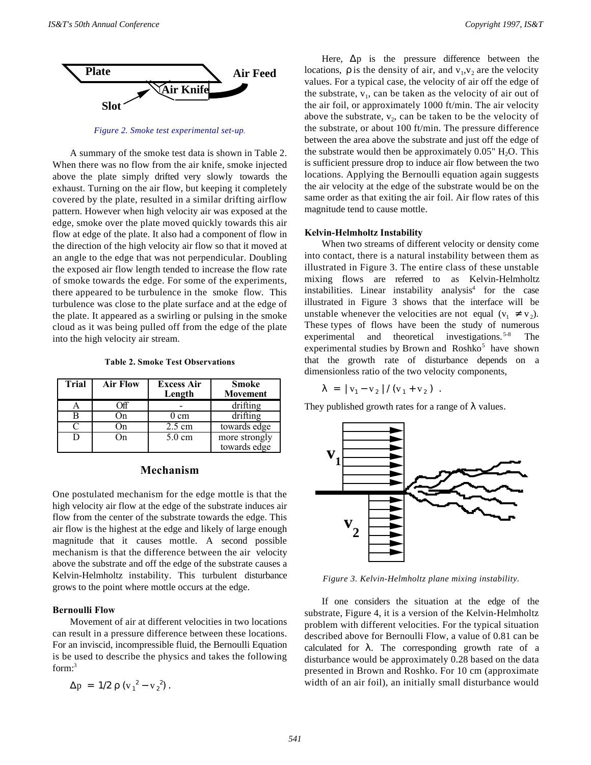Figure 2. Smoke test experimental set-up.

A summary of the smoke test data is shown in Table 2. When there was no flow from the air knife, smoke injected above the plate simply drifted very slowly towards the exhaust. Turning on the air flow, but keeping it completely covered by the plate, resulted in a similar drifting airflow pattern. However when high velocity air was exposed at the edge, smoke over the plate moved quickly towards this air flow at edge of the plate. It also had a component of flow in the direction of the high velocity air flow so that it moved at an angle to the edge that was not perpendicular. Doubling the exposed air flow length tended to increase the flow rate of smoke towards the edge. For some of the experiments, there appeared to be turbulence in the smoke flow. This turbulence was close to the plate surface and at the edge of the plate. It appeared as a swirling or pulsing in the smoke cloud as it was being pulled off from the edge of the plate into the high velocity air stream.

**Table 2. Smoke Test Observations**

| Trial | Air Flow | Excess Air Length | Smoke Movement |
|---|---|---|---|
| A | Off | - | drifting |
| B | On | 0 cm | drifting |
| C | On | 2.5 cm | towards edge |
| D | On | 5.0 cm | more strongly towards edge |

## Mechanism

One postulated mechanism for the edge mottle is that the high velocity air flow at the edge of the substrate induces air flow from the center of the substrate towards the edge. This air flow is the highest at the edge and likely of large enough magnitude that it causes mottle. A second possible mechanism is that the difference between the air velocity above the substrate and off the edge of the substrate causes a Kelvin-Helmholtz instability. This turbulent disturbance grows to the point where mottle occurs at the edge.

### Bernoulli Flow

Movement of air at different velocities in two locations can result in a pressure difference between these locations. For an inviscid, incompressible fluid, the Bernoulli Equation is be used to describe the physics and takes the following form:[3]

$$\Delta p = 1/2\, \rho\, (v_1^2 - v_2^2)\,.$$

Here, $\Delta p$ is the pressure difference between the locations, $\rho$ is the density of air, and $v_1$,$v_2$ are the velocity values. For a typical case, the velocity of air off the edge of the substrate, $v_1$, can be taken as the velocity of air out of the air foil, or approximately 1000 ft/min. The air velocity above the substrate, $v_2$, can be taken to be the velocity of the substrate, or about 100 ft/min. The pressure difference between the area above the substrate and just off the edge of the substrate would then be approximately 0.05" $H_2O$. This is sufficient pressure drop to induce air flow between the two locations. Applying the Bernoulli equation again suggests the air velocity at the edge of the substrate would be on the same order as that exiting the air foil. Air flow rates of this magnitude tend to cause mottle.

### Kelvin-Helmholtz Instability

When two streams of different velocity or density come into contact, there is a natural instability between them as illustrated in Figure 3. The entire class of these unstable mixing flows are referred to as Kelvin-Helmholtz instabilities. Linear instability analysis[4] for the case illustrated in Figure 3 shows that the interface will be unstable whenever the velocities are not equal ($v_1 \neq v_2$). These types of flows have been the study of numerous experimental and theoretical investigations.[5-8] The experimental studies by Brown and Roshko[5] have shown that the growth rate of disturbance depends on a dimensionless ratio of the two velocity components,

$$\lambda = |v_1 - v_2| / (v_1 + v_2)\ .$$

They published growth rates for a range of $\lambda$ values.

Figure 3. Kelvin-Helmholtz plane mixing instability.

If one considers the situation at the edge of the substrate, Figure 4, it is a version of the Kelvin-Helmholtz problem with different velocities. For the typical situation described above for Bernoulli Flow, a value of 0.81 can be calculated for $\lambda$. The corresponding growth rate of a disturbance would be approximately 0.28 based on the data presented in Brown and Roshko. For 10 cm (approximate width of an air foil), an initially small disturbance would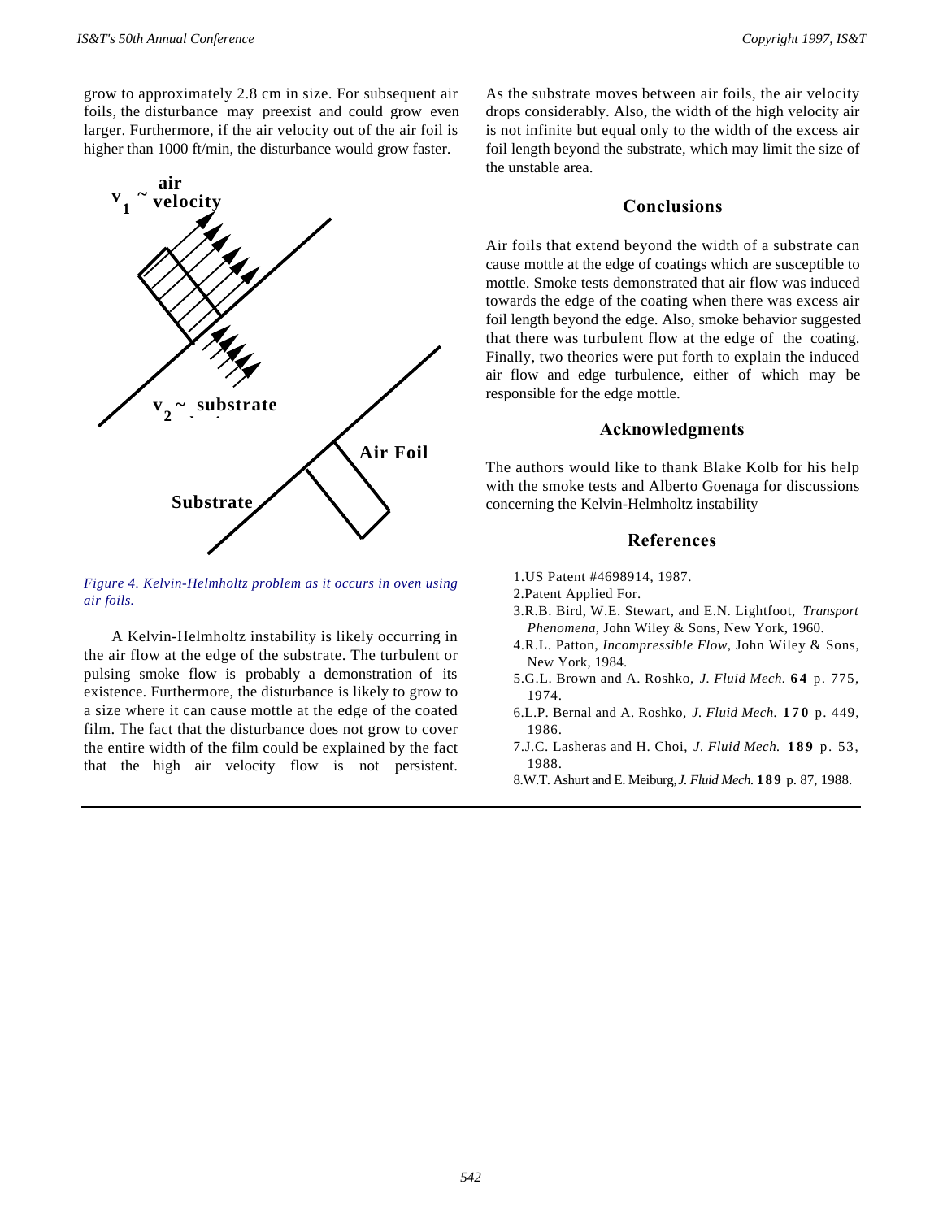grow to approximately 2.8 cm in size. For subsequent air foils, the disturbance may preexist and could grow even larger. Furthermore, if the air velocity out of the air foil is higher than 1000 ft/min, the disturbance would grow faster.

$v_1$ ~ air velocity

$v_2$ ~ substrate

Air Foil

Substrate

*Figure 4. Kelvin-Helmholtz problem as it occurs in oven using air foils.*

A Kelvin-Helmholtz instability is likely occurring in the air flow at the edge of the substrate. The turbulent or pulsing smoke flow is probably a demonstration of its existence. Furthermore, the disturbance is likely to grow to a size where it can cause mottle at the edge of the coated film. The fact that the disturbance does not grow to cover the entire width of the film could be explained by the fact that the high air velocity flow is not persistent. As the substrate moves between air foils, the air velocity drops considerably. Also, the width of the high velocity air is not infinite but equal only to the width of the excess air foil length beyond the substrate, which may limit the size of the unstable area.

## Conclusions

Air foils that extend beyond the width of a substrate can cause mottle at the edge of coatings which are susceptible to mottle. Smoke tests demonstrated that air flow was induced towards the edge of the coating when there was excess air foil length beyond the edge. Also, smoke behavior suggested that there was turbulent flow at the edge of the coating. Finally, two theories were put forth to explain the induced air flow and edge turbulence, either of which may be responsible for the edge mottle.

## Acknowledgments

The authors would like to thank Blake Kolb for his help with the smoke tests and Alberto Goenaga for discussions concerning the Kelvin-Helmholtz instability

## References

1. US Patent #4698914, 1987.
2. Patent Applied For.
3. R.B. Bird, W.E. Stewart, and E.N. Lightfoot, *Transport Phenomena,* John Wiley & Sons, New York, 1960.
4. R.L. Patton, *Incompressible Flow,* John Wiley & Sons, New York, 1984.
5. G.L. Brown and A. Roshko, *J. Fluid Mech.* **64** p. 775, 1974.
6. L.P. Bernal and A. Roshko, *J. Fluid Mech.* **170** p. 449, 1986.
7. J.C. Lasheras and H. Choi, *J. Fluid Mech.* **189** p. 53, 1988.
8. W.T. Ashurt and E. Meiburg, *J. Fluid Mech.* **189** p. 87, 1988.